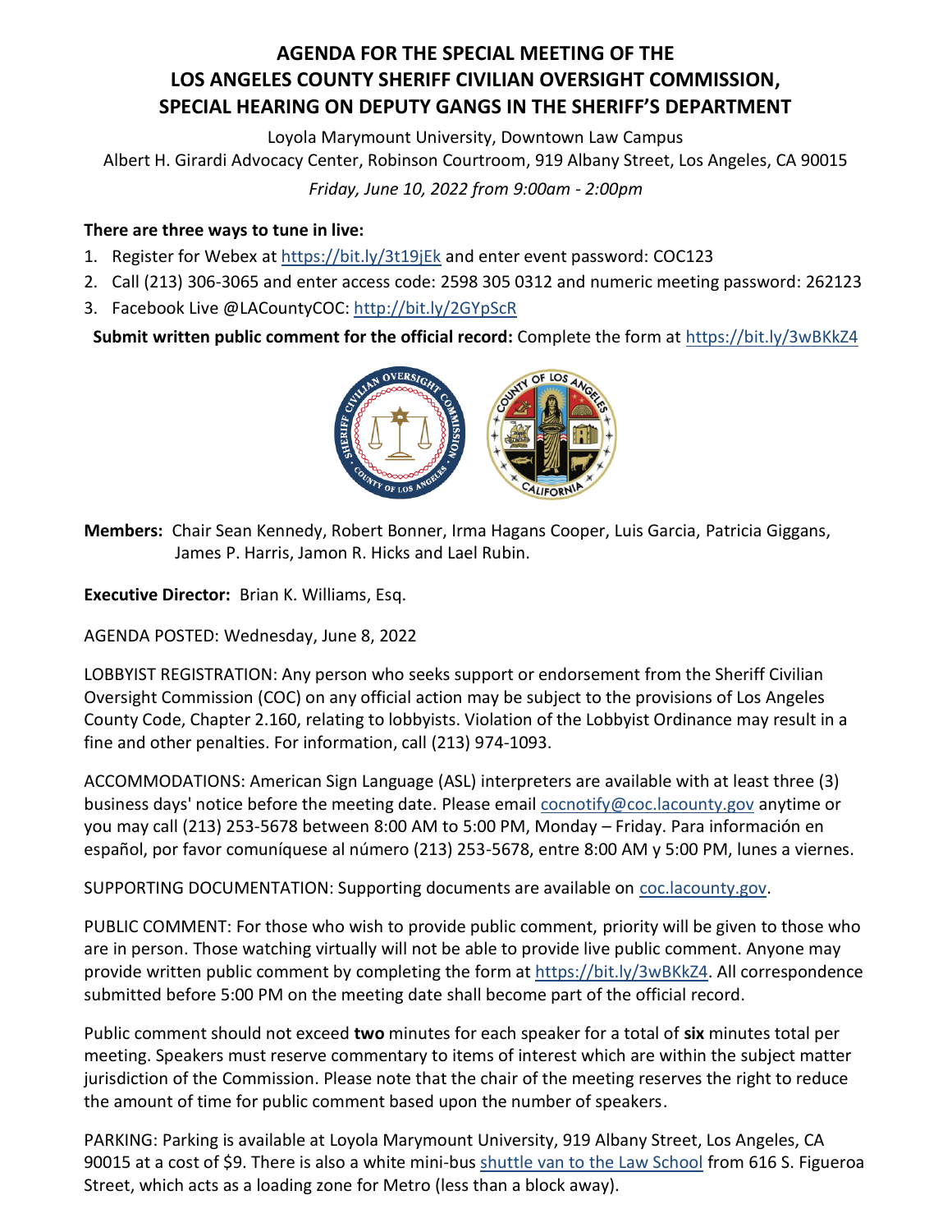# AGENDA FOR THE SPECIAL MEETING OF THE LOS ANGELES COUNTY SHERIFF CIVILIAN OVERSIGHT COMMISSION, SPECIAL HEARING ON DEPUTY GANGS IN THE SHERIFF'S DEPARTMENT

Loyola Marymount University, Downtown Law Campus
Albert H. Girardi Advocacy Center, Robinson Courtroom, 919 Albany Street, Los Angeles, CA 90015

*Friday, June 10, 2022 from 9:00am - 2:00pm*

**There are three ways to tune in live:**

1. Register for Webex at https://bit.ly/3t19jEk and enter event password: COC123
2. Call (213) 306-3065 and enter access code: 2598 305 0312 and numeric meeting password: 262123
3. Facebook Live @LACountyCOC: http://bit.ly/2GYpScR

**Submit written public comment for the official record:** Complete the form at https://bit.ly/3wBKkZ4

**Members:** Chair Sean Kennedy, Robert Bonner, Irma Hagans Cooper, Luis Garcia, Patricia Giggans, James P. Harris, Jamon R. Hicks and Lael Rubin.

**Executive Director:** Brian K. Williams, Esq.

AGENDA POSTED: Wednesday, June 8, 2022

LOBBYIST REGISTRATION: Any person who seeks support or endorsement from the Sheriff Civilian Oversight Commission (COC) on any official action may be subject to the provisions of Los Angeles County Code, Chapter 2.160, relating to lobbyists. Violation of the Lobbyist Ordinance may result in a fine and other penalties. For information, call (213) 974-1093.

ACCOMMODATIONS: American Sign Language (ASL) interpreters are available with at least three (3) business days' notice before the meeting date. Please email cocnotify@coc.lacounty.gov anytime or you may call (213) 253-5678 between 8:00 AM to 5:00 PM, Monday – Friday. Para información en español, por favor comuníquese al número (213) 253-5678, entre 8:00 AM y 5:00 PM, lunes a viernes.

SUPPORTING DOCUMENTATION: Supporting documents are available on coc.lacounty.gov.

PUBLIC COMMENT: For those who wish to provide public comment, priority will be given to those who are in person. Those watching virtually will not be able to provide live public comment. Anyone may provide written public comment by completing the form at https://bit.ly/3wBKkZ4. All correspondence submitted before 5:00 PM on the meeting date shall become part of the official record.

Public comment should not exceed **two** minutes for each speaker for a total of **six** minutes total per meeting. Speakers must reserve commentary to items of interest which are within the subject matter jurisdiction of the Commission. Please note that the chair of the meeting reserves the right to reduce the amount of time for public comment based upon the number of speakers.

PARKING: Parking is available at Loyola Marymount University, 919 Albany Street, Los Angeles, CA 90015 at a cost of $9. There is also a white mini-bus shuttle van to the Law School from 616 S. Figueroa Street, which acts as a loading zone for Metro (less than a block away).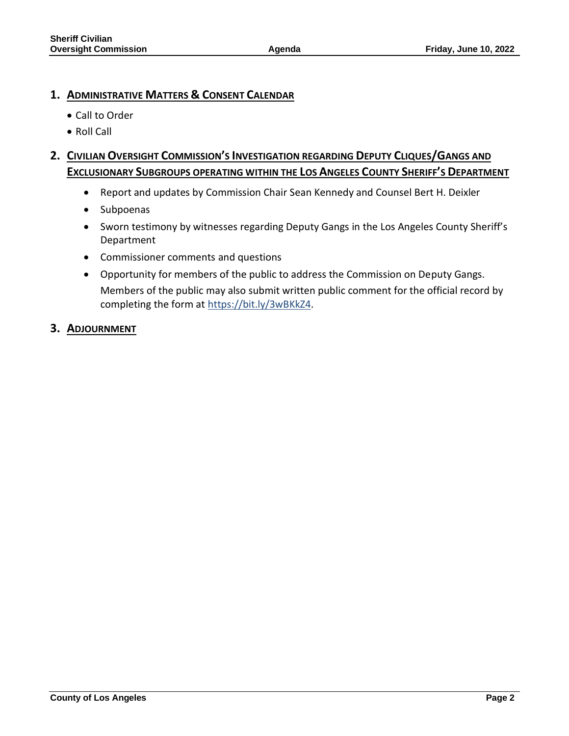## 1. Administrative Matters & Consent Calendar

- Call to Order
- Roll Call

## 2. Civilian Oversight Commission's Investigation regarding Deputy Cliques/Gangs and Exclusionary Subgroups operating within the Los Angeles County Sheriff's Department

- Report and updates by Commission Chair Sean Kennedy and Counsel Bert H. Deixler
- Subpoenas
- Sworn testimony by witnesses regarding Deputy Gangs in the Los Angeles County Sheriff's Department
- Commissioner comments and questions
- Opportunity for members of the public to address the Commission on Deputy Gangs. Members of the public may also submit written public comment for the official record by completing the form at https://bit.ly/3wBKkZ4.

## 3. Adjournment